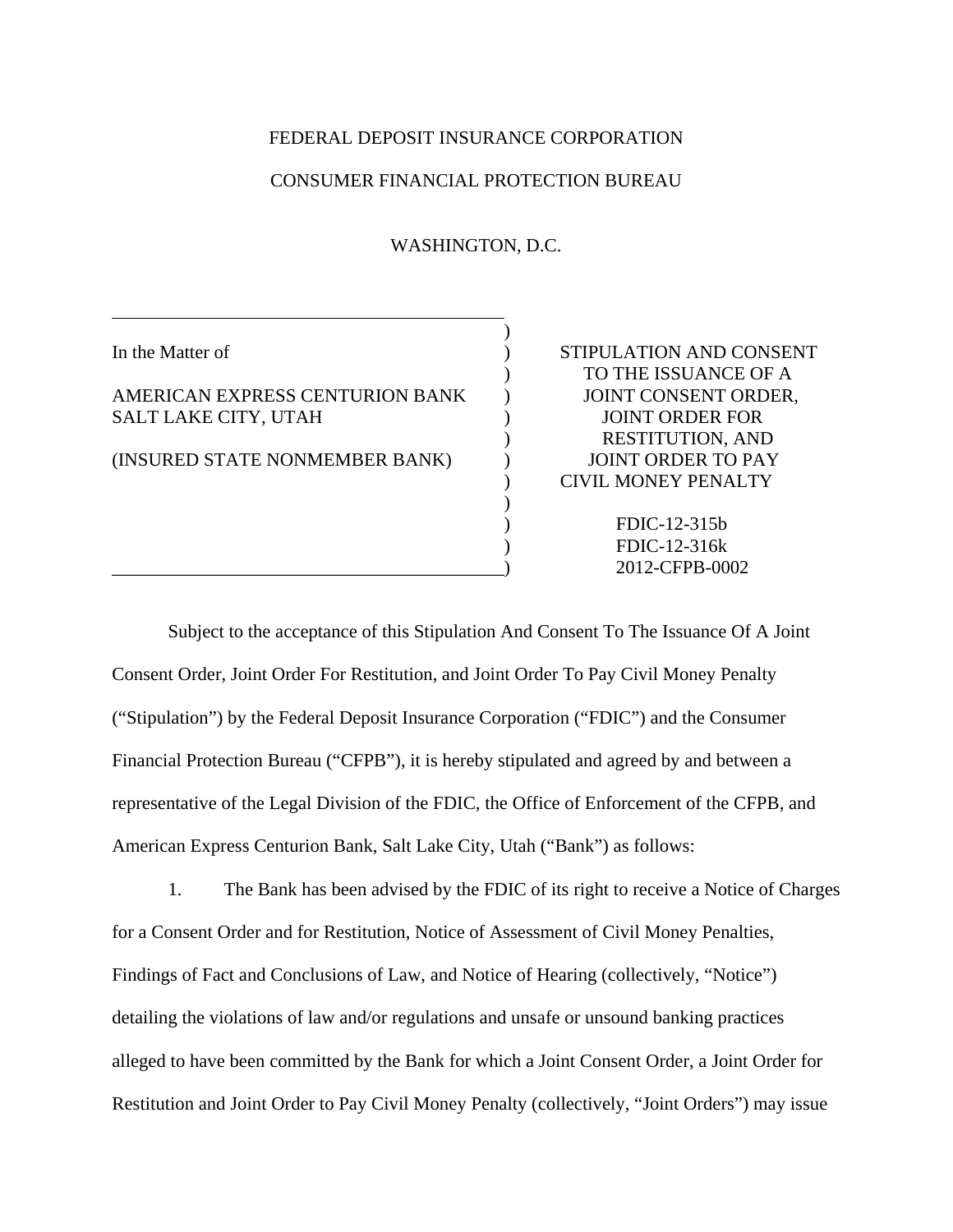FEDERAL DEPOSIT INSURANCE CORPORATION

CONSUMER FINANCIAL PROTECTION BUREAU

WASHINGTON, D.C.

| | |
|---|---|
| In the Matter of<br><br>AMERICAN EXPRESS CENTURION BANK<br>SALT LAKE CITY, UTAH<br><br>(INSURED STATE NONMEMBER BANK) | STIPULATION AND CONSENT TO THE ISSUANCE OF A JOINT CONSENT ORDER, JOINT ORDER FOR RESTITUTION, AND JOINT ORDER TO PAY CIVIL MONEY PENALTY<br><br>FDIC-12-315b<br>FDIC-12-316k<br>2012-CFPB-0002 |

Subject to the acceptance of this Stipulation And Consent To The Issuance Of A Joint Consent Order, Joint Order For Restitution, and Joint Order To Pay Civil Money Penalty ("Stipulation") by the Federal Deposit Insurance Corporation ("FDIC") and the Consumer Financial Protection Bureau ("CFPB"), it is hereby stipulated and agreed by and between a representative of the Legal Division of the FDIC, the Office of Enforcement of the CFPB, and American Express Centurion Bank, Salt Lake City, Utah ("Bank") as follows:

1. The Bank has been advised by the FDIC of its right to receive a Notice of Charges for a Consent Order and for Restitution, Notice of Assessment of Civil Money Penalties, Findings of Fact and Conclusions of Law, and Notice of Hearing (collectively, "Notice") detailing the violations of law and/or regulations and unsafe or unsound banking practices alleged to have been committed by the Bank for which a Joint Consent Order, a Joint Order for Restitution and Joint Order to Pay Civil Money Penalty (collectively, "Joint Orders") may issue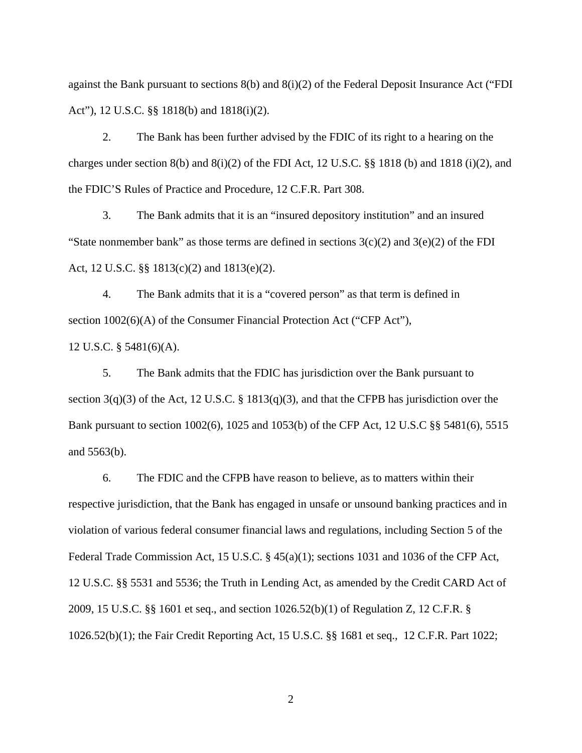against the Bank pursuant to sections 8(b) and 8(i)(2) of the Federal Deposit Insurance Act ("FDI Act"), 12 U.S.C. §§ 1818(b) and 1818(i)(2).

2. The Bank has been further advised by the FDIC of its right to a hearing on the charges under section 8(b) and 8(i)(2) of the FDI Act, 12 U.S.C. §§ 1818 (b) and 1818 (i)(2), and the FDIC'S Rules of Practice and Procedure, 12 C.F.R. Part 308.

3. The Bank admits that it is an "insured depository institution" and an insured "State nonmember bank" as those terms are defined in sections 3(c)(2) and 3(e)(2) of the FDI Act, 12 U.S.C. §§ 1813(c)(2) and 1813(e)(2).

4. The Bank admits that it is a "covered person" as that term is defined in section 1002(6)(A) of the Consumer Financial Protection Act ("CFP Act"), 12 U.S.C. § 5481(6)(A).

5. The Bank admits that the FDIC has jurisdiction over the Bank pursuant to section 3(q)(3) of the Act, 12 U.S.C. § 1813(q)(3), and that the CFPB has jurisdiction over the Bank pursuant to section 1002(6), 1025 and 1053(b) of the CFP Act, 12 U.S.C §§ 5481(6), 5515 and 5563(b).

6. The FDIC and the CFPB have reason to believe, as to matters within their respective jurisdiction, that the Bank has engaged in unsafe or unsound banking practices and in violation of various federal consumer financial laws and regulations, including Section 5 of the Federal Trade Commission Act, 15 U.S.C. § 45(a)(1); sections 1031 and 1036 of the CFP Act, 12 U.S.C. §§ 5531 and 5536; the Truth in Lending Act, as amended by the Credit CARD Act of 2009, 15 U.S.C. §§ 1601 et seq., and section 1026.52(b)(1) of Regulation Z, 12 C.F.R. § 1026.52(b)(1); the Fair Credit Reporting Act, 15 U.S.C. §§ 1681 et seq., 12 C.F.R. Part 1022;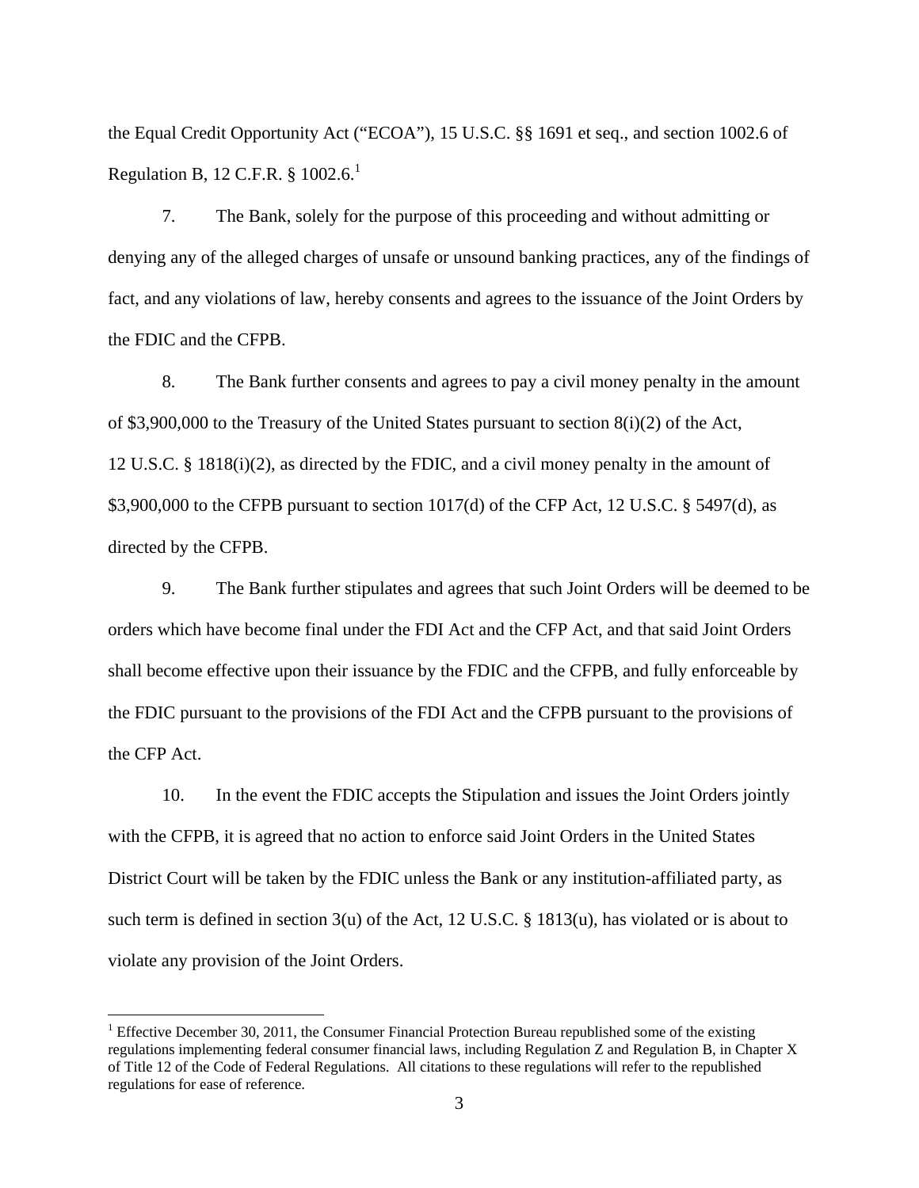the Equal Credit Opportunity Act ("ECOA"), 15 U.S.C. §§ 1691 et seq., and section 1002.6 of Regulation B, 12 C.F.R. § 1002.6.[1]

7. The Bank, solely for the purpose of this proceeding and without admitting or denying any of the alleged charges of unsafe or unsound banking practices, any of the findings of fact, and any violations of law, hereby consents and agrees to the issuance of the Joint Orders by the FDIC and the CFPB.

8. The Bank further consents and agrees to pay a civil money penalty in the amount of $3,900,000 to the Treasury of the United States pursuant to section 8(i)(2) of the Act, 12 U.S.C. § 1818(i)(2), as directed by the FDIC, and a civil money penalty in the amount of $3,900,000 to the CFPB pursuant to section 1017(d) of the CFP Act, 12 U.S.C. § 5497(d), as directed by the CFPB.

9. The Bank further stipulates and agrees that such Joint Orders will be deemed to be orders which have become final under the FDI Act and the CFP Act, and that said Joint Orders shall become effective upon their issuance by the FDIC and the CFPB, and fully enforceable by the FDIC pursuant to the provisions of the FDI Act and the CFPB pursuant to the provisions of the CFP Act.

10. In the event the FDIC accepts the Stipulation and issues the Joint Orders jointly with the CFPB, it is agreed that no action to enforce said Joint Orders in the United States District Court will be taken by the FDIC unless the Bank or any institution-affiliated party, as such term is defined in section 3(u) of the Act, 12 U.S.C. § 1813(u), has violated or is about to violate any provision of the Joint Orders.

---

[1] Effective December 30, 2011, the Consumer Financial Protection Bureau republished some of the existing regulations implementing federal consumer financial laws, including Regulation Z and Regulation B, in Chapter X of Title 12 of the Code of Federal Regulations. All citations to these regulations will refer to the republished regulations for ease of reference.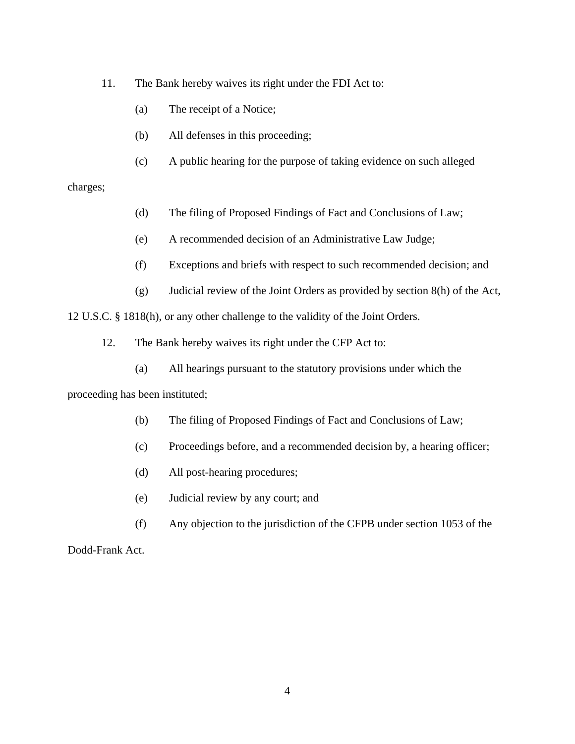11. The Bank hereby waives its right under the FDI Act to:

    (a) The receipt of a Notice;

    (b) All defenses in this proceeding;

    (c) A public hearing for the purpose of taking evidence on such alleged charges;

    (d) The filing of Proposed Findings of Fact and Conclusions of Law;

    (e) A recommended decision of an Administrative Law Judge;

    (f) Exceptions and briefs with respect to such recommended decision; and

    (g) Judicial review of the Joint Orders as provided by section 8(h) of the Act, 12 U.S.C. § 1818(h), or any other challenge to the validity of the Joint Orders.

12. The Bank hereby waives its right under the CFP Act to:

    (a) All hearings pursuant to the statutory provisions under which the proceeding has been instituted;

    (b) The filing of Proposed Findings of Fact and Conclusions of Law;

    (c) Proceedings before, and a recommended decision by, a hearing officer;

    (d) All post-hearing procedures;

    (e) Judicial review by any court; and

    (f) Any objection to the jurisdiction of the CFPB under section 1053 of the Dodd-Frank Act.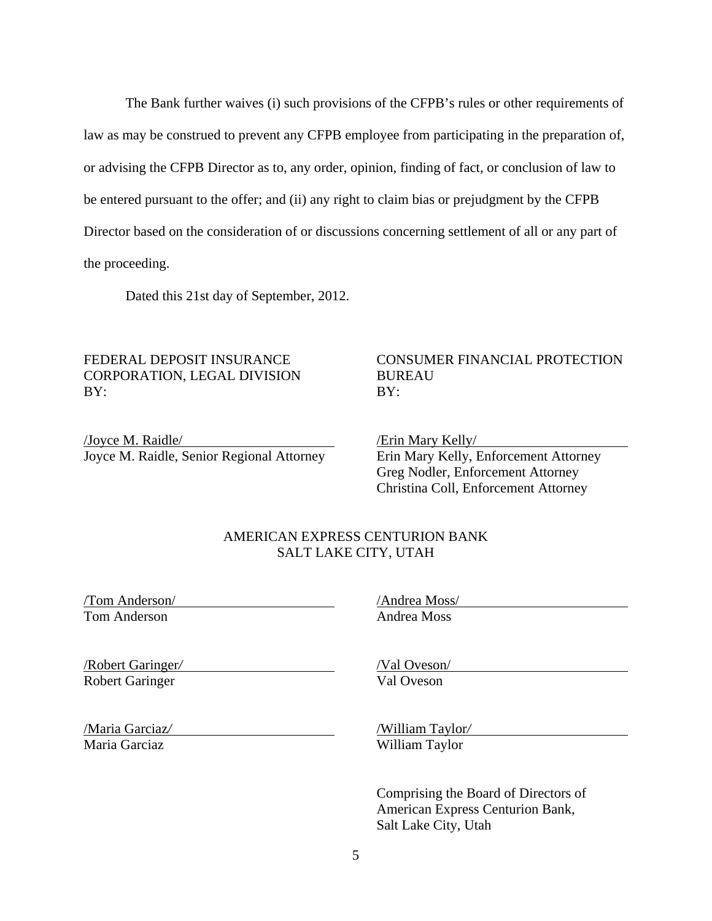The Bank further waives (i) such provisions of the CFPB's rules or other requirements of law as may be construed to prevent any CFPB employee from participating in the preparation of, or advising the CFPB Director as to, any order, opinion, finding of fact, or conclusion of law to be entered pursuant to the offer; and (ii) any right to claim bias or prejudgment by the CFPB Director based on the consideration of or discussions concerning settlement of all or any part of the proceeding.

Dated this 21st day of September, 2012.

FEDERAL DEPOSIT INSURANCE CORPORATION, LEGAL DIVISION
BY:

/Joyce M. Raidle/
Joyce M. Raidle, Senior Regional Attorney

CONSUMER FINANCIAL PROTECTION BUREAU
BY:

/Erin Mary Kelly/
Erin Mary Kelly, Enforcement Attorney
Greg Nodler, Enforcement Attorney
Christina Coll, Enforcement Attorney

AMERICAN EXPRESS CENTURION BANK
SALT LAKE CITY, UTAH

/Tom Anderson/
Tom Anderson

/Andrea Moss/
Andrea Moss

/Robert Garinger/
Robert Garinger

/Val Oveson/
Val Oveson

/Maria Garciaz/
Maria Garciaz

/William Taylor/
William Taylor

Comprising the Board of Directors of
American Express Centurion Bank,
Salt Lake City, Utah